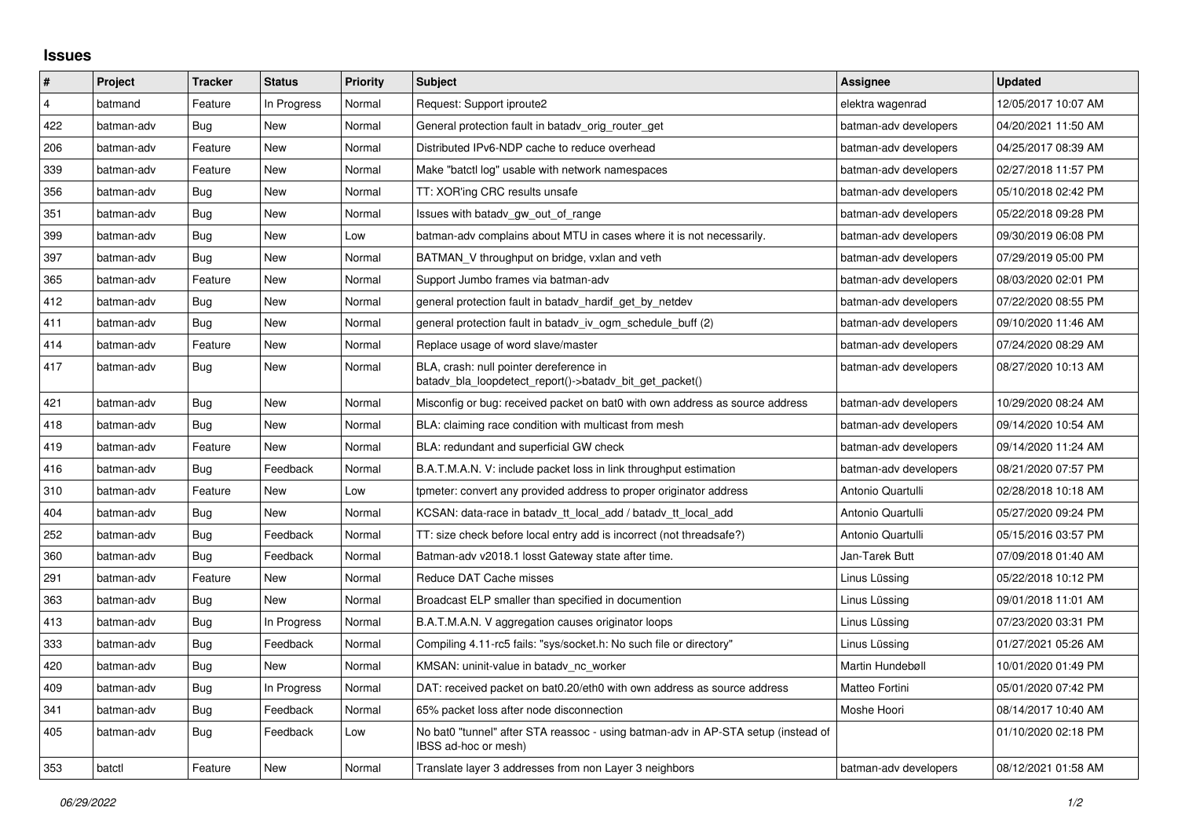# Issues

| # | Project | Tracker | Status | Priority | Subject | Assignee | Updated |
|---|---|---|---|---|---|---|---|
| 4 | batmand | Feature | In Progress | Normal | Request: Support iproute2 | elektra wagenrad | 12/05/2017 10:07 AM |
| 422 | batman-adv | Bug | New | Normal | General protection fault in batadv_orig_router_get | batman-adv developers | 04/20/2021 11:50 AM |
| 206 | batman-adv | Feature | New | Normal | Distributed IPv6-NDP cache to reduce overhead | batman-adv developers | 04/25/2017 08:39 AM |
| 339 | batman-adv | Feature | New | Normal | Make "batctl log" usable with network namespaces | batman-adv developers | 02/27/2018 11:57 PM |
| 356 | batman-adv | Bug | New | Normal | TT: XOR'ing CRC results unsafe | batman-adv developers | 05/10/2018 02:42 PM |
| 351 | batman-adv | Bug | New | Normal | Issues with batadv_gw_out_of_range | batman-adv developers | 05/22/2018 09:28 PM |
| 399 | batman-adv | Bug | New | Low | batman-adv complains about MTU in cases where it is not necessarily. | batman-adv developers | 09/30/2019 06:08 PM |
| 397 | batman-adv | Bug | New | Normal | BATMAN_V throughput on bridge, vxlan and veth | batman-adv developers | 07/29/2019 05:00 PM |
| 365 | batman-adv | Feature | New | Normal | Support Jumbo frames via batman-adv | batman-adv developers | 08/03/2020 02:01 PM |
| 412 | batman-adv | Bug | New | Normal | general protection fault in batadv_hardif_get_by_netdev | batman-adv developers | 07/22/2020 08:55 PM |
| 411 | batman-adv | Bug | New | Normal | general protection fault in batadv_iv_ogm_schedule_buff (2) | batman-adv developers | 09/10/2020 11:46 AM |
| 414 | batman-adv | Feature | New | Normal | Replace usage of word slave/master | batman-adv developers | 07/24/2020 08:29 AM |
| 417 | batman-adv | Bug | New | Normal | BLA, crash: null pointer dereference in batadv_bla_loopdetect_report()->batadv_bit_get_packet() | batman-adv developers | 08/27/2020 10:13 AM |
| 421 | batman-adv | Bug | New | Normal | Misconfig or bug: received packet on bat0 with own address as source address | batman-adv developers | 10/29/2020 08:24 AM |
| 418 | batman-adv | Bug | New | Normal | BLA: claiming race condition with multicast from mesh | batman-adv developers | 09/14/2020 10:54 AM |
| 419 | batman-adv | Feature | New | Normal | BLA: redundant and superficial GW check | batman-adv developers | 09/14/2020 11:24 AM |
| 416 | batman-adv | Bug | Feedback | Normal | B.A.T.M.A.N. V: include packet loss in link throughput estimation | batman-adv developers | 08/21/2020 07:57 PM |
| 310 | batman-adv | Feature | New | Low | tpmeter: convert any provided address to proper originator address | Antonio Quartulli | 02/28/2018 10:18 AM |
| 404 | batman-adv | Bug | New | Normal | KCSAN: data-race in batadv_tt_local_add / batadv_tt_local_add | Antonio Quartulli | 05/27/2020 09:24 PM |
| 252 | batman-adv | Bug | Feedback | Normal | TT: size check before local entry add is incorrect (not threadsafe?) | Antonio Quartulli | 05/15/2016 03:57 PM |
| 360 | batman-adv | Bug | Feedback | Normal | Batman-adv v2018.1 losst Gateway state after time. | Jan-Tarek Butt | 07/09/2018 01:40 AM |
| 291 | batman-adv | Feature | New | Normal | Reduce DAT Cache misses | Linus Lüssing | 05/22/2018 10:12 PM |
| 363 | batman-adv | Bug | New | Normal | Broadcast ELP smaller than specified in documention | Linus Lüssing | 09/01/2018 11:01 AM |
| 413 | batman-adv | Bug | In Progress | Normal | B.A.T.M.A.N. V aggregation causes originator loops | Linus Lüssing | 07/23/2020 03:31 PM |
| 333 | batman-adv | Bug | Feedback | Normal | Compiling 4.11-rc5 fails: "sys/socket.h: No such file or directory" | Linus Lüssing | 01/27/2021 05:26 AM |
| 420 | batman-adv | Bug | New | Normal | KMSAN: uninit-value in batadv_nc_worker | Martin Hundebøll | 10/01/2020 01:49 PM |
| 409 | batman-adv | Bug | In Progress | Normal | DAT: received packet on bat0.20/eth0 with own address as source address | Matteo Fortini | 05/01/2020 07:42 PM |
| 341 | batman-adv | Bug | Feedback | Normal | 65% packet loss after node disconnection | Moshe Hoori | 08/14/2017 10:40 AM |
| 405 | batman-adv | Bug | Feedback | Low | No bat0 "tunnel" after STA reassoc - using batman-adv in AP-STA setup (instead of IBSS ad-hoc or mesh) | | 01/10/2020 02:18 PM |
| 353 | batctl | Feature | New | Normal | Translate layer 3 addresses from non Layer 3 neighbors | batman-adv developers | 08/12/2021 01:58 AM |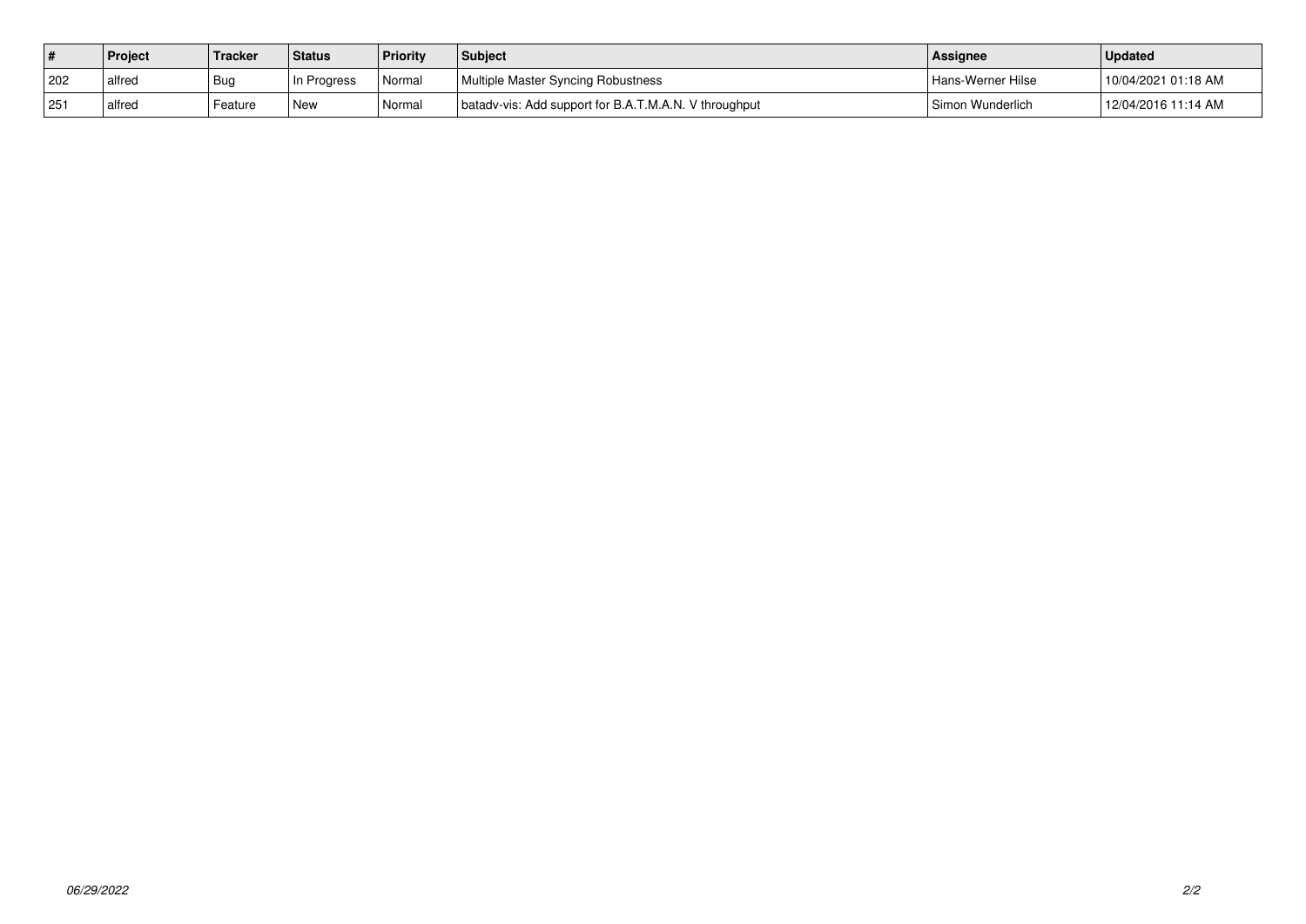| # | Project | Tracker | Status | Priority | Subject | Assignee | Updated |
|---|---|---|---|---|---|---|---|
| 202 | alfred | Bug | In Progress | Normal | Multiple Master Syncing Robustness | Hans-Werner Hilse | 10/04/2021 01:18 AM |
| 251 | alfred | Feature | New | Normal | batadv-vis: Add support for B.A.T.M.A.N. V throughput | Simon Wunderlich | 12/04/2016 11:14 AM |